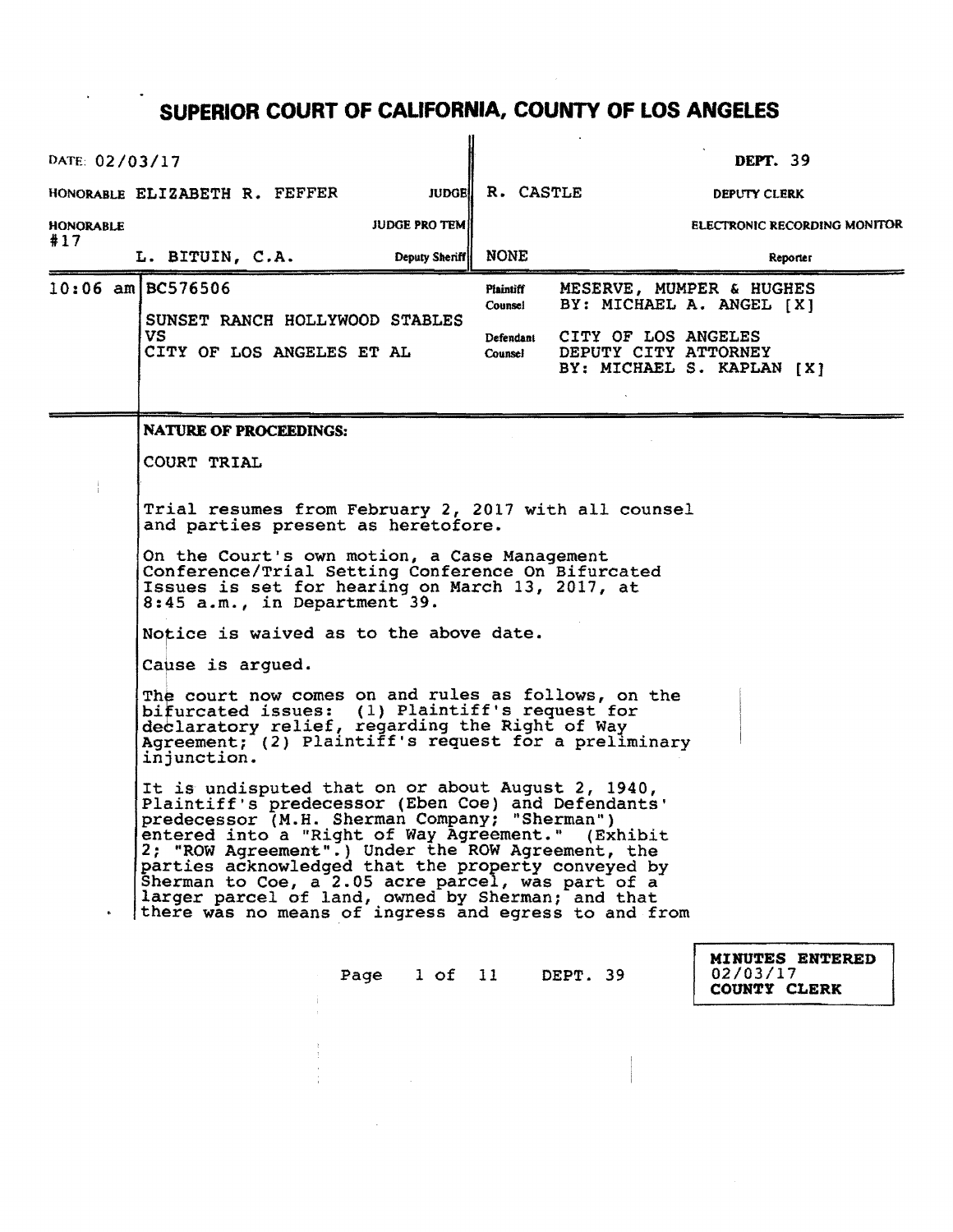# SUPERIOR COURT OF CALIFORNIA, COUNTY OF LOS ANGELES

| | | |
|---|---|---|
| DATE: 02/03/17 | | DEPT. 39 |
| HONORABLE ELIZABETH R. FEFFER | JUDGE | R. CASTLE — DEPUTY CLERK |
| HONORABLE | JUDGE PRO TEM | ELECTRONIC RECORDING MONITOR |
| #17 L. BITUIN, C.A. | Deputy Sheriff | NONE — Reporter |

| | | |
|---|---|---|
| 10:06 am | BC576506<br><br>SUNSET RANCH HOLLYWOOD STABLES<br>VS<br>CITY OF LOS ANGELES ET AL | Plaintiff Counsel: MESERVE, MUMPER & HUGHES<br>BY: MICHAEL A. ANGEL [X]<br><br>Defendant Counsel: CITY OF LOS ANGELES<br>DEPUTY CITY ATTORNEY<br>BY: MICHAEL S. KAPLAN [X] |

**NATURE OF PROCEEDINGS:**

COURT TRIAL

Trial resumes from February 2, 2017 with all counsel and parties present as heretofore.

On the Court's own motion, a Case Management Conference/Trial Setting Conference On Bifurcated Issues is set for hearing on March 13, 2017, at 8:45 a.m., in Department 39.

Notice is waived as to the above date.

Cause is argued.

The court now comes on and rules as follows, on the bifurcated issues: (1) Plaintiff's request for declaratory relief, regarding the Right of Way Agreement; (2) Plaintiff's request for a preliminary injunction.

It is undisputed that on or about August 2, 1940, Plaintiff's predecessor (Eben Coe) and Defendants' predecessor (M.H. Sherman Company; "Sherman") entered into a "Right of Way Agreement." (Exhibit 2; "ROW Agreement".) Under the ROW Agreement, the parties acknowledged that the property conveyed by Sherman to Coe, a 2.05 acre parcel, was part of a larger parcel of land, owned by Sherman; and that there was no means of ingress and egress to and from

MINUTES ENTERED
02/03/17
COUNTY CLERK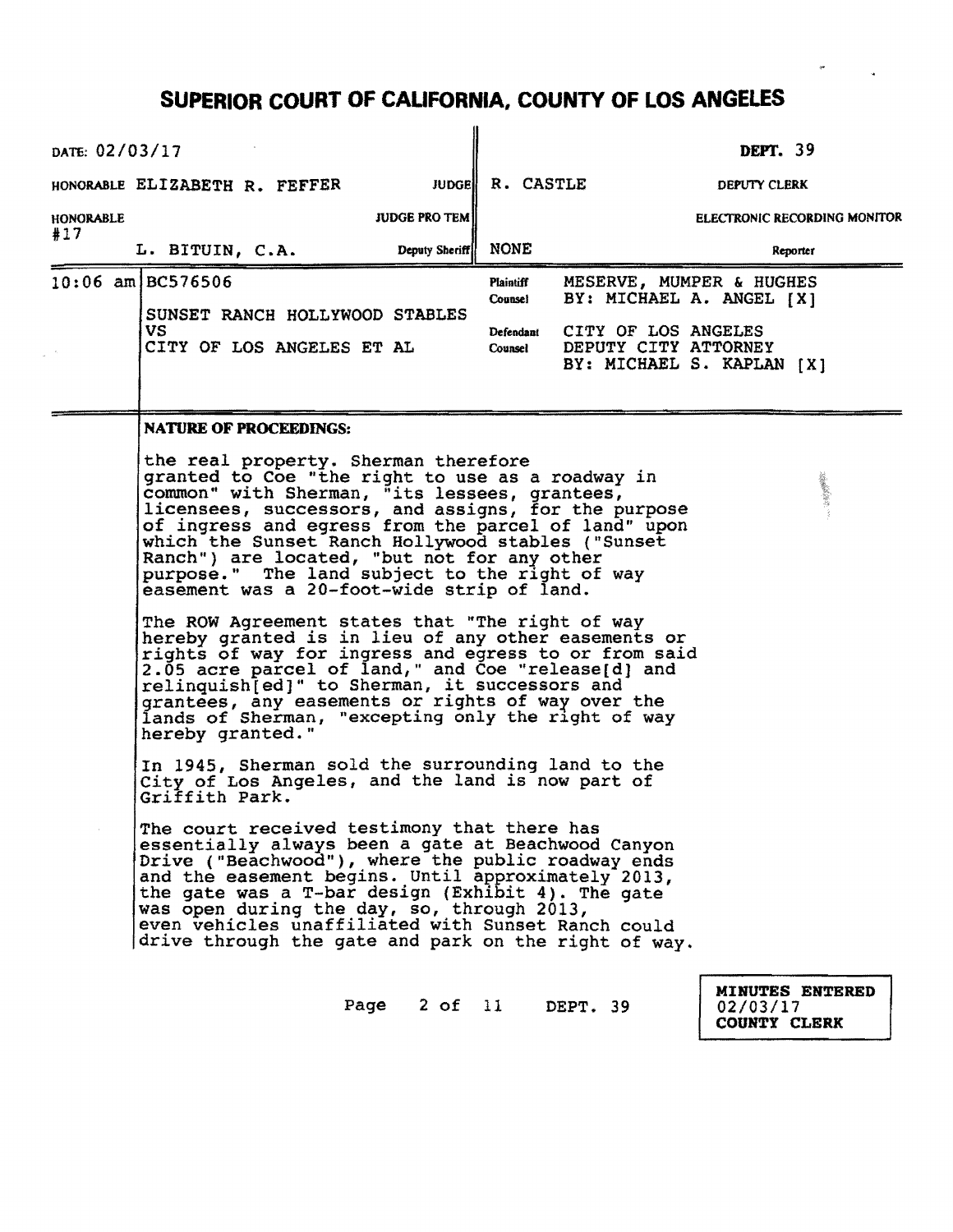# SUPERIOR COURT OF CALIFORNIA, COUNTY OF LOS ANGELES

| | | | |
|---|---|---|---|
| DATE: 02/03/17 | | | DEPT. 39 |
| HONORABLE ELIZABETH R. FEFFER | JUDGE | R. CASTLE | DEPUTY CLERK |
| HONORABLE | JUDGE PRO TEM | | ELECTRONIC RECORDING MONITOR |
| #17 L. BITUIN, C.A. | Deputy Sheriff | NONE | Reporter |

| | | | |
|---|---|---|---|
| 10:06 am | BC576506<br><br>SUNSET RANCH HOLLYWOOD STABLES<br>VS<br>CITY OF LOS ANGELES ET AL | Plaintiff Counsel | MESERVE, MUMPER & HUGHES<br>BY: MICHAEL A. ANGEL [X] |
| | | Defendant Counsel | CITY OF LOS ANGELES<br>DEPUTY CITY ATTORNEY<br>BY: MICHAEL S. KAPLAN [X] |

**NATURE OF PROCEEDINGS:**

the real property. Sherman therefore granted to Coe "the right to use as a roadway in common" with Sherman, "its lessees, grantees, licensees, successors, and assigns, for the purpose of ingress and egress from the parcel of land" upon which the Sunset Ranch Hollywood stables ("Sunset Ranch") are located, "but not for any other purpose." The land subject to the right of way easement was a 20-foot-wide strip of land.

The ROW Agreement states that "The right of way hereby granted is in lieu of any other easements or rights of way for ingress and egress to or from said 2.05 acre parcel of land," and Coe "release[d] and relinquish[ed]" to Sherman, it successors and grantees, any easements or rights of way over the lands of Sherman, "excepting only the right of way hereby granted."

In 1945, Sherman sold the surrounding land to the City of Los Angeles, and the land is now part of Griffith Park.

The court received testimony that there has essentially always been a gate at Beachwood Canyon Drive ("Beachwood"), where the public roadway ends and the easement begins. Until approximately 2013, the gate was a T-bar design (Exhibit 4). The gate was open during the day, so, through 2013, even vehicles unaffiliated with Sunset Ranch could drive through the gate and park on the right of way.

MINUTES ENTERED
02/03/17
COUNTY CLERK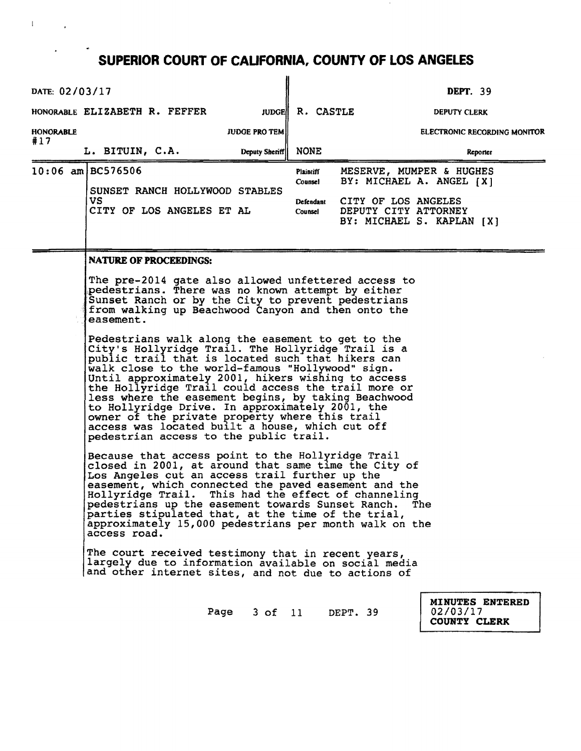# SUPERIOR COURT OF CALIFORNIA, COUNTY OF LOS ANGELES

| | | | |
|---|---|---|---|
| DATE: 02/03/17 | | | DEPT. 39 |
| HONORABLE ELIZABETH R. FEFFER | JUDGE | R. CASTLE | DEPUTY CLERK |
| HONORABLE | JUDGE PRO TEM | | ELECTRONIC RECORDING MONITOR |
| #17 L. BITUIN, C.A. | Deputy Sheriff | NONE | Reporter |

| | | | |
|---|---|---|---|
| 10:06 am | BC576506<br><br>SUNSET RANCH HOLLYWOOD STABLES<br>VS<br>CITY OF LOS ANGELES ET AL | Plaintiff Counsel | MESERVE, MUMPER & HUGHES<br>BY: MICHAEL A. ANGEL [X] |
| | | Defendant Counsel | CITY OF LOS ANGELES<br>DEPUTY CITY ATTORNEY<br>BY: MICHAEL S. KAPLAN [X] |

**NATURE OF PROCEEDINGS:**

The pre-2014 gate also allowed unfettered access to pedestrians. There was no known attempt by either Sunset Ranch or by the City to prevent pedestrians from walking up Beachwood Canyon and then onto the easement.

Pedestrians walk along the easement to get to the City's Hollyridge Trail. The Hollyridge Trail is a public trail that is located such that hikers can walk close to the world-famous "Hollywood" sign. Until approximately 2001, hikers wishing to access the Hollyridge Trail could access the trail more or less where the easement begins, by taking Beachwood to Hollyridge Drive. In approximately 2001, the owner of the private property where this trail access was located built a house, which cut off pedestrian access to the public trail.

Because that access point to the Hollyridge Trail closed in 2001, at around that same time the City of Los Angeles cut an access trail further up the easement, which connected the paved easement and the Hollyridge Trail. This had the effect of channeling pedestrians up the easement towards Sunset Ranch. The parties stipulated that, at the time of the trial, approximately 15,000 pedestrians per month walk on the access road.

The court received testimony that in recent years, largely due to information available on social media and other internet sites, and not due to actions of

MINUTES ENTERED
02/03/17
COUNTY CLERK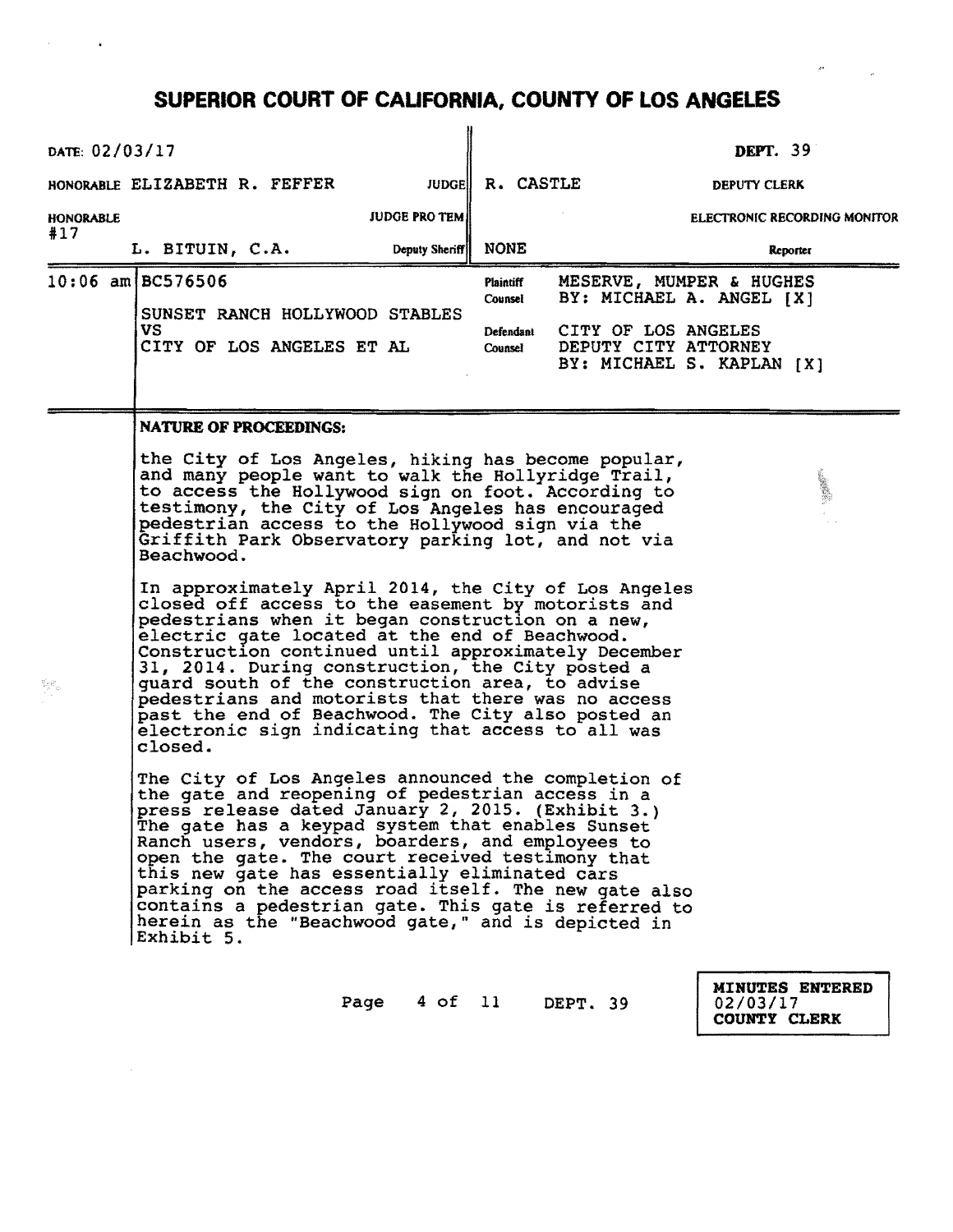# SUPERIOR COURT OF CALIFORNIA, COUNTY OF LOS ANGELES

| | | |
|---|---|---|
| DATE: 02/03/17 | | DEPT. 39 |
| HONORABLE ELIZABETH R. FEFFER JUDGE | R. CASTLE | DEPUTY CLERK |
| HONORABLE JUDGE PRO TEM | | ELECTRONIC RECORDING MONITOR |
| #17 L. BITUIN, C.A. Deputy Sheriff | NONE | Reporter |

| | | | |
|---|---|---|---|
| 10:06 am | BC576506<br><br>SUNSET RANCH HOLLYWOOD STABLES<br>VS<br>CITY OF LOS ANGELES ET AL | Plaintiff Counsel | MESERVE, MUMPER & HUGHES<br>BY: MICHAEL A. ANGEL [X] |
| | | Defendant Counsel | CITY OF LOS ANGELES<br>DEPUTY CITY ATTORNEY<br>BY: MICHAEL S. KAPLAN [X] |

**NATURE OF PROCEEDINGS:**

the City of Los Angeles, hiking has become popular, and many people want to walk the Hollyridge Trail, to access the Hollywood sign on foot. According to testimony, the City of Los Angeles has encouraged pedestrian access to the Hollywood sign via the Griffith Park Observatory parking lot, and not via Beachwood.

In approximately April 2014, the City of Los Angeles closed off access to the easement by motorists and pedestrians when it began construction on a new, electric gate located at the end of Beachwood. Construction continued until approximately December 31, 2014. During construction, the City posted a guard south of the construction area, to advise pedestrians and motorists that there was no access past the end of Beachwood. The City also posted an electronic sign indicating that access to all was closed.

The City of Los Angeles announced the completion of the gate and reopening of pedestrian access in a press release dated January 2, 2015. (Exhibit 3.) The gate has a keypad system that enables Sunset Ranch users, vendors, boarders, and employees to open the gate. The court received testimony that this new gate has essentially eliminated cars parking on the access road itself. The new gate also contains a pedestrian gate. This gate is referred to herein as the "Beachwood gate," and is depicted in Exhibit 5.

MINUTES ENTERED
02/03/17
COUNTY CLERK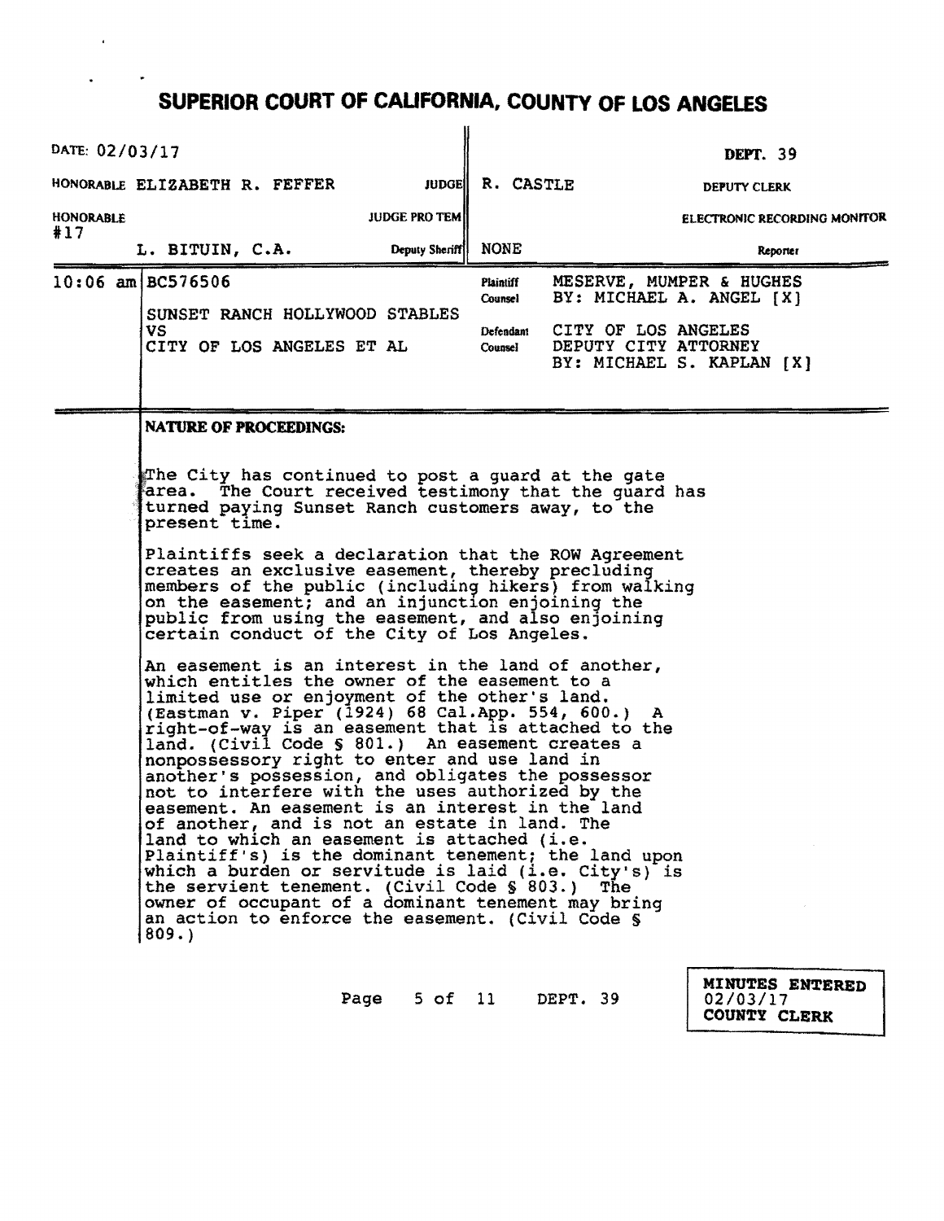# SUPERIOR COURT OF CALIFORNIA, COUNTY OF LOS ANGELES

| | | | |
|---|---|---|---|
| DATE: 02/03/17 | | | DEPT. 39 |
| HONORABLE ELIZABETH R. FEFFER | JUDGE | R. CASTLE | DEPUTY CLERK |
| HONORABLE #17 | JUDGE PRO TEM | | ELECTRONIC RECORDING MONITOR |
| L. BITUIN, C.A. | Deputy Sheriff | NONE | Reporter |

| | | | |
|---|---|---|---|
| 10:06 am | BC576506<br><br>SUNSET RANCH HOLLYWOOD STABLES<br>VS<br>CITY OF LOS ANGELES ET AL | Plaintiff Counsel<br><br>Defendant Counsel | MESERVE, MUMPER & HUGHES<br>BY: MICHAEL A. ANGEL [X]<br><br>CITY OF LOS ANGELES<br>DEPUTY CITY ATTORNEY<br>BY: MICHAEL S. KAPLAN [X] |

**NATURE OF PROCEEDINGS:**

The City has continued to post a guard at the gate area. The Court received testimony that the guard has turned paying Sunset Ranch customers away, to the present time.

Plaintiffs seek a declaration that the ROW Agreement creates an exclusive easement, thereby precluding members of the public (including hikers) from walking on the easement; and an injunction enjoining the public from using the easement, and also enjoining certain conduct of the City of Los Angeles.

An easement is an interest in the land of another, which entitles the owner of the easement to a limited use or enjoyment of the other's land. (Eastman v. Piper (1924) 68 Cal.App. 554, 600.) A right-of-way is an easement that is attached to the land. (Civil Code § 801.) An easement creates a nonpossessory right to enter and use land in another's possession, and obligates the possessor not to interfere with the uses authorized by the easement. An easement is an interest in the land of another, and is not an estate in land. The land to which an easement is attached (i.e. Plaintiff's) is the dominant tenement; the land upon which a burden or servitude is laid (i.e. City's) is the servient tenement. (Civil Code § 803.) The owner of occupant of a dominant tenement may bring an action to enforce the easement. (Civil Code § 809.)

MINUTES ENTERED
02/03/17
COUNTY CLERK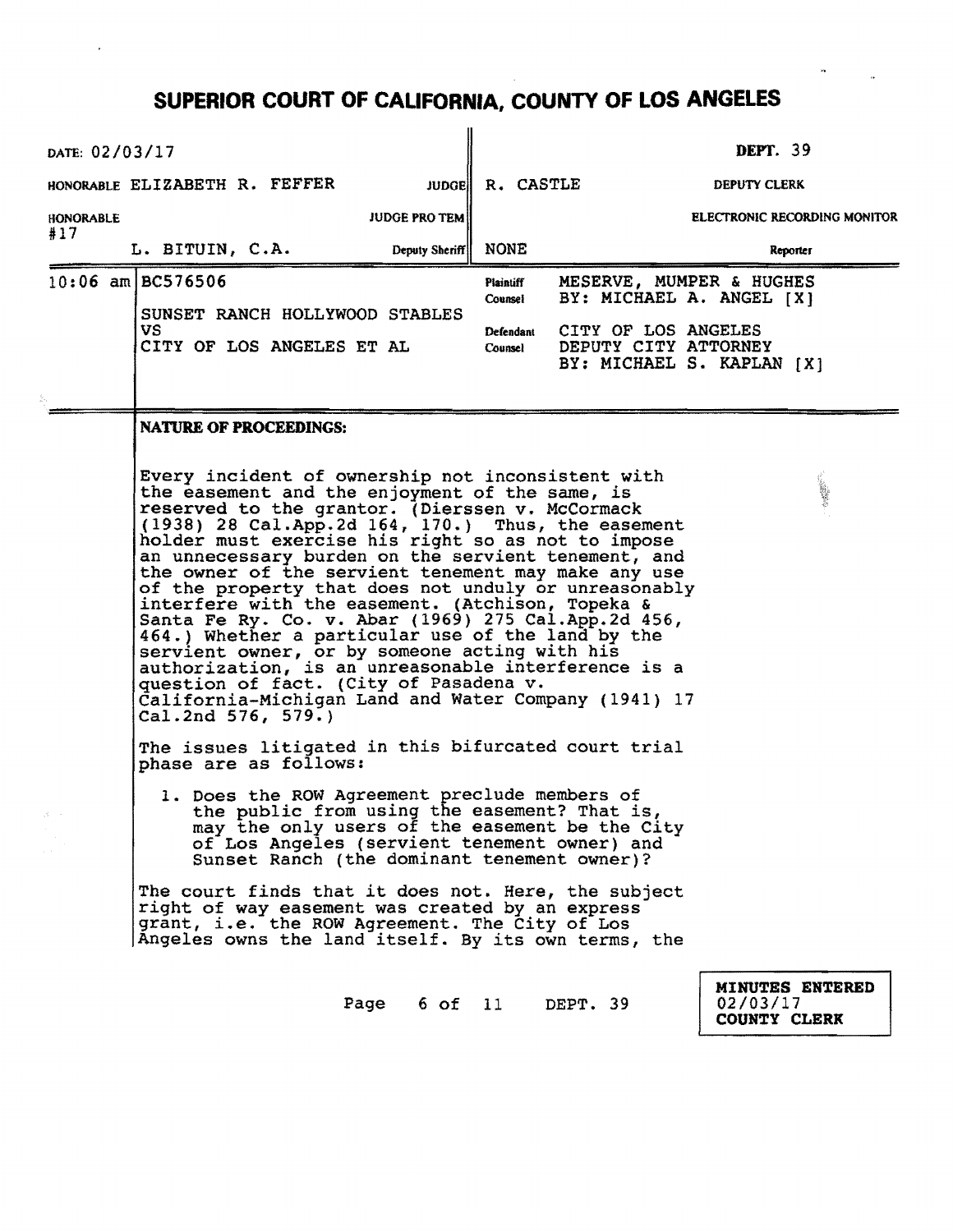# SUPERIOR COURT OF CALIFORNIA, COUNTY OF LOS ANGELES

| | | |
|---|---|---|
| DATE: 02/03/17 | | DEPT. 39 |
| HONORABLE ELIZABETH R. FEFFER | JUDGE | R. CASTLE — DEPUTY CLERK |
| HONORABLE | JUDGE PRO TEM | ELECTRONIC RECORDING MONITOR |
| #17 L. BITUIN, C.A. | Deputy Sheriff | NONE — Reporter |

10:06 am BC576506

SUNSET RANCH HOLLYWOOD STABLES VS CITY OF LOS ANGELES ET AL

Plaintiff Counsel: MESERVE, MUMPER & HUGHES BY: MICHAEL A. ANGEL [X]

Defendant Counsel: CITY OF LOS ANGELES DEPUTY CITY ATTORNEY BY: MICHAEL S. KAPLAN [X]

**NATURE OF PROCEEDINGS:**

Every incident of ownership not inconsistent with the easement and the enjoyment of the same, is reserved to the grantor. (Dierssen v. McCormack (1938) 28 Cal.App.2d 164, 170.) Thus, the easement holder must exercise his right so as not to impose an unnecessary burden on the servient tenement, and the owner of the servient tenement may make any use of the property that does not unduly or unreasonably interfere with the easement. (Atchison, Topeka & Santa Fe Ry. Co. v. Abar (1969) 275 Cal.App.2d 456, 464.) Whether a particular use of the land by the servient owner, or by someone acting with his authorization, is an unreasonable interference is a question of fact. (City of Pasadena v. California-Michigan Land and Water Company (1941) 17 Cal.2nd 576, 579.)

The issues litigated in this bifurcated court trial phase are as follows:

1. Does the ROW Agreement preclude members of the public from using the easement? That is, may the only users of the easement be the City of Los Angeles (servient tenement owner) and Sunset Ranch (the dominant tenement owner)?

The court finds that it does not. Here, the subject right of way easement was created by an express grant, i.e. the ROW Agreement. The City of Los Angeles owns the land itself. By its own terms, the

MINUTES ENTERED 02/03/17 COUNTY CLERK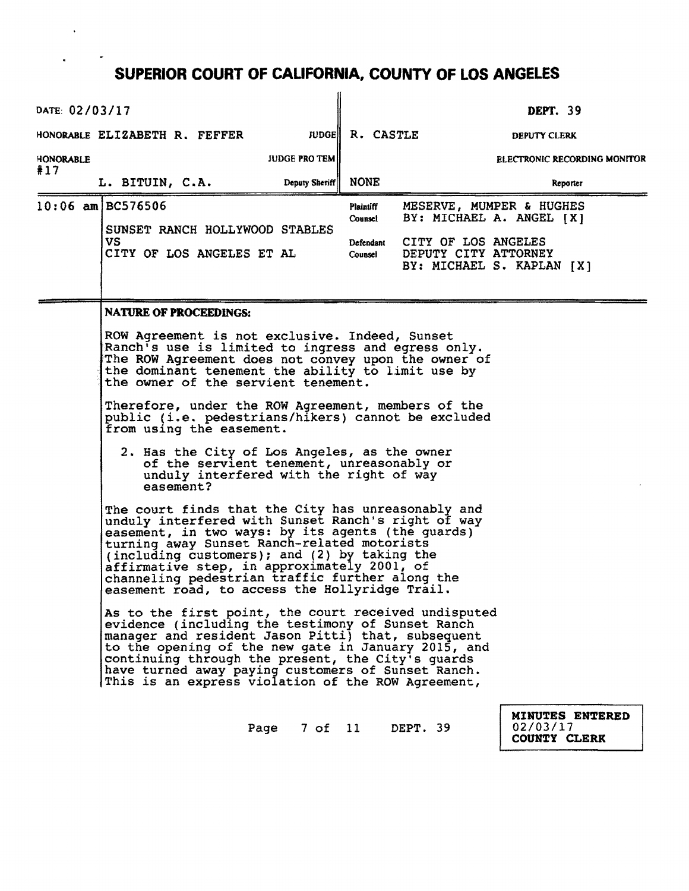# SUPERIOR COURT OF CALIFORNIA, COUNTY OF LOS ANGELES

| DATE: 02/03/17 | | DEPT. 39 |
|---|---|---|
| HONORABLE ELIZABETH R. FEFFER | JUDGE | R. CASTLE — DEPUTY CLERK |
| HONORABLE | JUDGE PRO TEM | ELECTRONIC RECORDING MONITOR |
| #17 L. BITUIN, C.A. | Deputy Sheriff | NONE — Reporter |

| | | | |
|---|---|---|---|
| 10:06 am | BC576506 SUNSET RANCH HOLLYWOOD STABLES VS CITY OF LOS ANGELES ET AL | Plaintiff Counsel | MESERVE, MUMPER & HUGHES BY: MICHAEL A. ANGEL [X] |
| | | Defendant Counsel | CITY OF LOS ANGELES DEPUTY CITY ATTORNEY BY: MICHAEL S. KAPLAN [X] |

**NATURE OF PROCEEDINGS:**

ROW Agreement is not exclusive. Indeed, Sunset Ranch's use is limited to ingress and egress only. The ROW Agreement does not convey upon the owner of the dominant tenement the ability to limit use by the owner of the servient tenement.

Therefore, under the ROW Agreement, members of the public (i.e. pedestrians/hikers) cannot be excluded from using the easement.

2. Has the City of Los Angeles, as the owner of the servient tenement, unreasonably or unduly interfered with the right of way easement?

The court finds that the City has unreasonably and unduly interfered with Sunset Ranch's right of way easement, in two ways: by its agents (the guards) turning away Sunset Ranch-related motorists (including customers); and (2) by taking the affirmative step, in approximately 2001, of channeling pedestrian traffic further along the easement road, to access the Hollyridge Trail.

As to the first point, the court received undisputed evidence (including the testimony of Sunset Ranch manager and resident Jason Pitti) that, subsequent to the opening of the new gate in January 2015, and continuing through the present, the City's guards have turned away paying customers of Sunset Ranch. This is an express violation of the ROW Agreement,

MINUTES ENTERED 02/03/17 COUNTY CLERK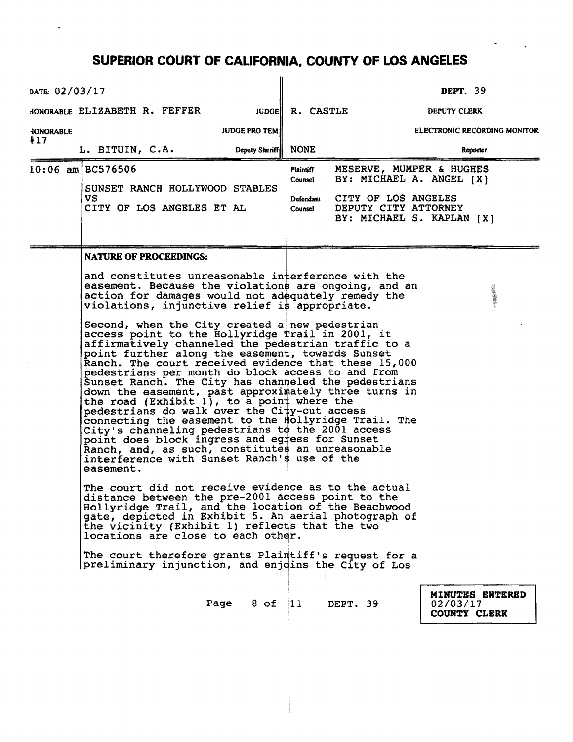# SUPERIOR COURT OF CALIFORNIA, COUNTY OF LOS ANGELES

| | | | |
|---|---|---|---|
| DATE: 02/03/17 | | | DEPT. 39 |
| HONORABLE ELIZABETH R. FEFFER | JUDGE | R. CASTLE | DEPUTY CLERK |
| HONORABLE | JUDGE PRO TEM | | ELECTRONIC RECORDING MONITOR |
| #17 L. BITUIN, C.A. | Deputy Sheriff | NONE | Reporter |

| | | | |
|---|---|---|---|
| 10:06 am | BC576506<br><br>SUNSET RANCH HOLLYWOOD STABLES<br>VS<br>CITY OF LOS ANGELES ET AL | Plaintiff Counsel<br><br>Defendant Counsel | MESERVE, MUMPER & HUGHES<br>BY: MICHAEL A. ANGEL [X]<br><br>CITY OF LOS ANGELES<br>DEPUTY CITY ATTORNEY<br>BY: MICHAEL S. KAPLAN [X] |

**NATURE OF PROCEEDINGS:**

and constitutes unreasonable interference with the easement. Because the violations are ongoing, and an action for damages would not adequately remedy the violations, injunctive relief is appropriate.

Second, when the City created a new pedestrian access point to the Hollyridge Trail in 2001, it affirmatively channeled the pedestrian traffic to a point further along the easement, towards Sunset Ranch. The court received evidence that these 15,000 pedestrians per month do block access to and from Sunset Ranch. The City has channeled the pedestrians down the easement, past approximately three turns in the road (Exhibit 1), to a point where the pedestrians do walk over the City-cut access connecting the easement to the Hollyridge Trail. The City's channeling pedestrians to the 2001 access point does block ingress and egress for Sunset Ranch, and, as such, constitutes an unreasonable interference with Sunset Ranch's use of the easement.

The court did not receive evidence as to the actual distance between the pre-2001 access point to the Hollyridge Trail, and the location of the Beachwood gate, depicted in Exhibit 5. An aerial photograph of the vicinity (Exhibit 1) reflects that the two locations are close to each other.

The court therefore grants Plaintiff's request for a preliminary injunction, and enjoins the City of Los

**MINUTES ENTERED**
02/03/17
**COUNTY CLERK**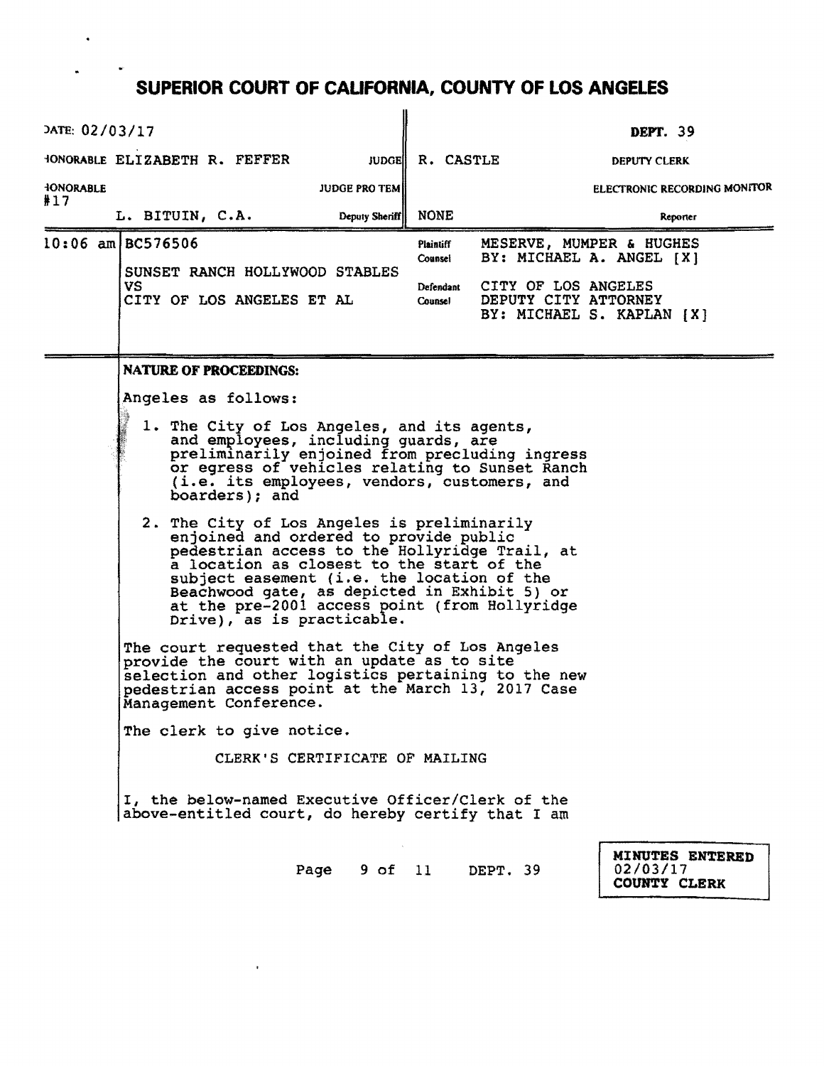# SUPERIOR COURT OF CALIFORNIA, COUNTY OF LOS ANGELES

| | | |
|---|---|---|
| DATE: 02/03/17 | | DEPT. 39 |
| HONORABLE ELIZABETH R. FEFFER JUDGE | R. CASTLE | DEPUTY CLERK |
| HONORABLE JUDGE PRO TEM | | ELECTRONIC RECORDING MONITOR |
| #17 L. BITUIN, C.A. Deputy Sheriff | NONE | Reporter |

| | | | |
|---|---|---|---|
| 10:06 am | BC576506<br><br>SUNSET RANCH HOLLYWOOD STABLES<br>VS<br>CITY OF LOS ANGELES ET AL | Plaintiff Counsel | MESERVE, MUMPER & HUGHES<br>BY: MICHAEL A. ANGEL [X] |
| | | Defendant Counsel | CITY OF LOS ANGELES<br>DEPUTY CITY ATTORNEY<br>BY: MICHAEL S. KAPLAN [X] |

**NATURE OF PROCEEDINGS:**

Angeles as follows:

1. The City of Los Angeles, and its agents, and employees, including guards, are preliminarily enjoined from precluding ingress or egress of vehicles relating to Sunset Ranch (i.e. its employees, vendors, customers, and boarders); and

2. The City of Los Angeles is preliminarily enjoined and ordered to provide public pedestrian access to the Hollyridge Trail, at a location as closest to the start of the subject easement (i.e. the location of the Beachwood gate, as depicted in Exhibit 5) or at the pre-2001 access point (from Hollyridge Drive), as is practicable.

The court requested that the City of Los Angeles provide the court with an update as to site selection and other logistics pertaining to the new pedestrian access point at the March 13, 2017 Case Management Conference.

The clerk to give notice.

CLERK'S CERTIFICATE OF MAILING

I, the below-named Executive Officer/Clerk of the above-entitled court, do hereby certify that I am

MINUTES ENTERED
02/03/17
COUNTY CLERK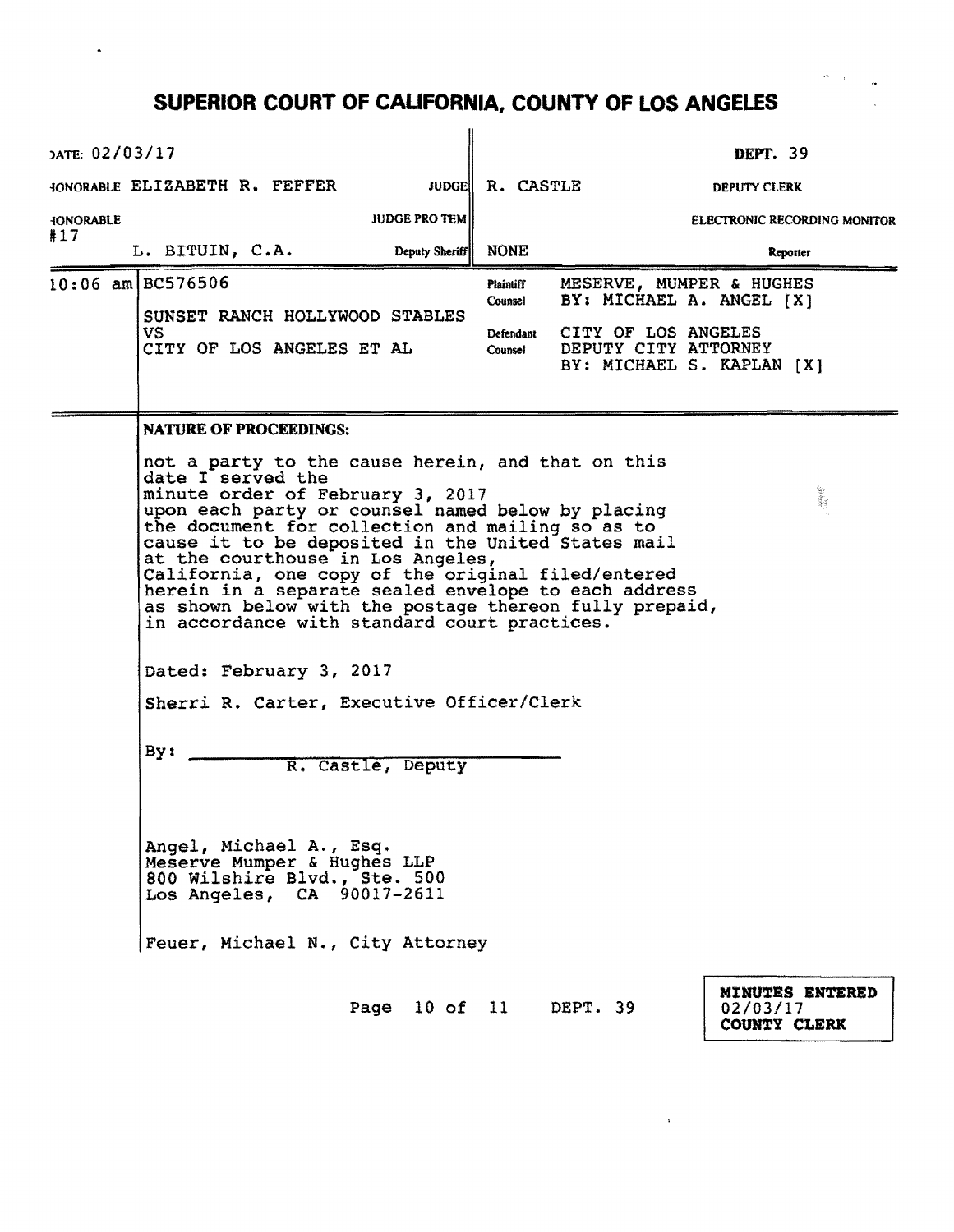# SUPERIOR COURT OF CALIFORNIA, COUNTY OF LOS ANGELES

| DATE: 02/03/17 | | | DEPT. 39 |
|---|---|---|---|
| HONORABLE ELIZABETH R. FEFFER | JUDGE | R. CASTLE | DEPUTY CLERK |
| HONORABLE | JUDGE PRO TEM | | ELECTRONIC RECORDING MONITOR |
| #17 L. BITUIN, C.A. | Deputy Sheriff | NONE | Reporter |

| | | | |
|---|---|---|---|
| 10:06 am | BC576506<br><br>SUNSET RANCH HOLLYWOOD STABLES<br>VS<br>CITY OF LOS ANGELES ET AL | Plaintiff Counsel<br><br>Defendant Counsel | MESERVE, MUMPER & HUGHES<br>BY: MICHAEL A. ANGEL [X]<br><br>CITY OF LOS ANGELES<br>DEPUTY CITY ATTORNEY<br>BY: MICHAEL S. KAPLAN [X] |

**NATURE OF PROCEEDINGS:**

not a party to the cause herein, and that on this date I served the minute order of February 3, 2017 upon each party or counsel named below by placing the document for collection and mailing so as to cause it to be deposited in the United States mail at the courthouse in Los Angeles, California, one copy of the original filed/entered herein in a separate sealed envelope to each address as shown below with the postage thereon fully prepaid, in accordance with standard court practices.

Dated: February 3, 2017

Sherri R. Carter, Executive Officer/Clerk

By: ______________________________
R. Castle, Deputy

Angel, Michael A., Esq.
Meserve Mumper & Hughes LLP
800 Wilshire Blvd., Ste. 500
Los Angeles, CA 90017-2611

Feuer, Michael N., City Attorney

DEPT. 39

**MINUTES ENTERED**
02/03/17
**COUNTY CLERK**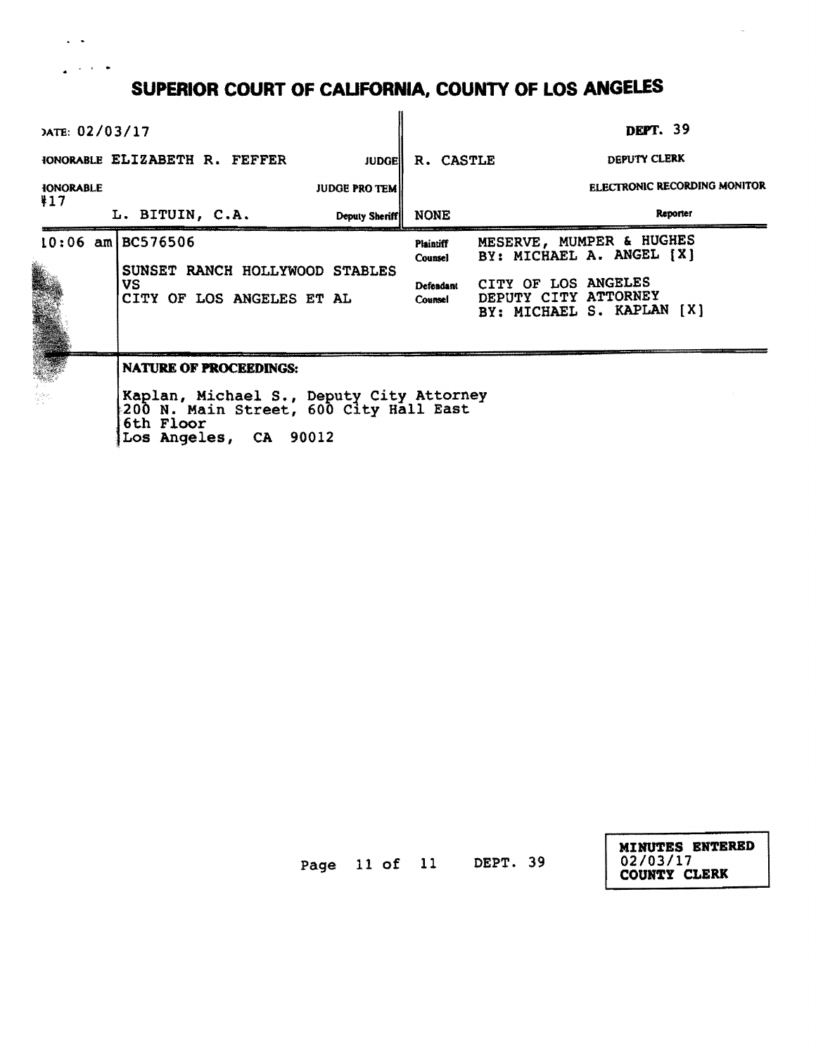# SUPERIOR COURT OF CALIFORNIA, COUNTY OF LOS ANGELES

| | | | |
|---|---|---|---|
| DATE: 02/03/17 | | | DEPT. 39 |
| HONORABLE ELIZABETH R. FEFFER | JUDGE | R. CASTLE | DEPUTY CLERK |
| HONORABLE | JUDGE PRO TEM | | ELECTRONIC RECORDING MONITOR |
| #17 L. BITUIN, C.A. | Deputy Sheriff | NONE | Reporter |
| 10:06 am BC576506 SUNSET RANCH HOLLYWOOD STABLES VS CITY OF LOS ANGELES ET AL | | Plaintiff Counsel | MESERVE, MUMPER & HUGHES BY: MICHAEL A. ANGEL [X] |
| | | Defendant Counsel | CITY OF LOS ANGELES DEPUTY CITY ATTORNEY BY: MICHAEL S. KAPLAN [X] |

**NATURE OF PROCEEDINGS:**

Kaplan, Michael S., Deputy City Attorney
200 N. Main Street, 600 City Hall East
6th Floor
Los Angeles, CA 90012

DEPT. 39

MINUTES ENTERED
02/03/17
COUNTY CLERK